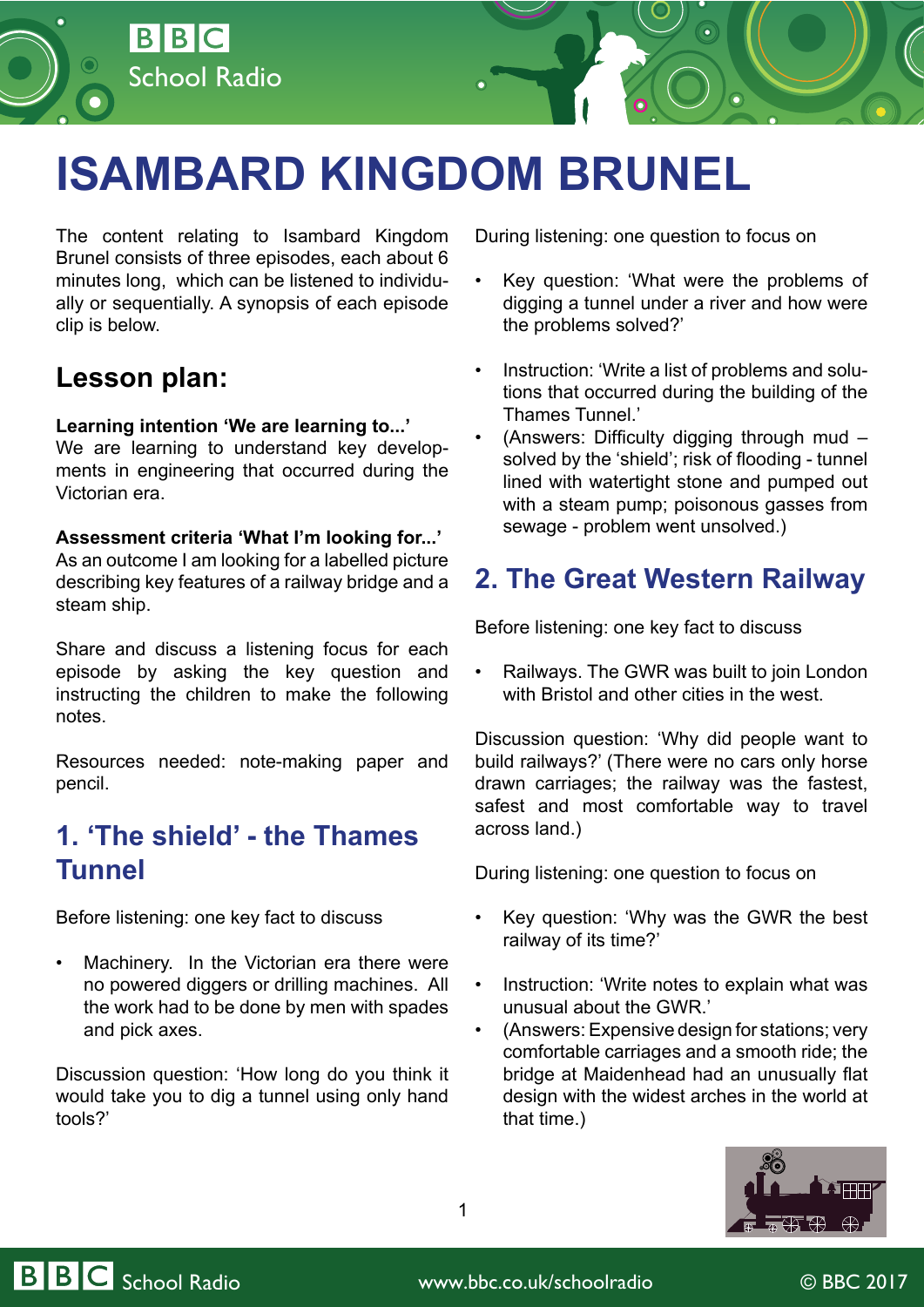# ISAMBARD KINGDOM BRUNEL

The content relating to Isambard Kingdom Brunel consists of three episodes, each about 6 minutes long, which can be listened to individually or sequentially. A synopsis of each episode clip is below.

## Lesson plan:

**Learning intention 'We are learning to...'**
We are learning to understand key developments in engineering that occurred during the Victorian era.

**Assessment criteria 'What I'm looking for...'**
As an outcome I am looking for a labelled picture describing key features of a railway bridge and a steam ship.

Share and discuss a listening focus for each episode by asking the key question and instructing the children to make the following notes.

Resources needed: note-making paper and pencil.

## 1. 'The shield' - the Thames Tunnel

Before listening: one key fact to discuss

- Machinery. In the Victorian era there were no powered diggers or drilling machines. All the work had to be done by men with spades and pick axes.

Discussion question: 'How long do you think it would take you to dig a tunnel using only hand tools?'

During listening: one question to focus on

- Key question: 'What were the problems of digging a tunnel under a river and how were the problems solved?'
- Instruction: 'Write a list of problems and solutions that occurred during the building of the Thames Tunnel.'
- (Answers: Difficulty digging through mud – solved by the 'shield'; risk of flooding - tunnel lined with watertight stone and pumped out with a steam pump; poisonous gasses from sewage - problem went unsolved.)

## 2. The Great Western Railway

Before listening: one key fact to discuss

- Railways. The GWR was built to join London with Bristol and other cities in the west.

Discussion question: 'Why did people want to build railways?' (There were no cars only horse drawn carriages; the railway was the fastest, safest and most comfortable way to travel across land.)

During listening: one question to focus on

- Key question: 'Why was the GWR the best railway of its time?'
- Instruction: 'Write notes to explain what was unusual about the GWR.'
- (Answers: Expensive design for stations; very comfortable carriages and a smooth ride; the bridge at Maidenhead had an unusually flat design with the widest arches in the world at that time.)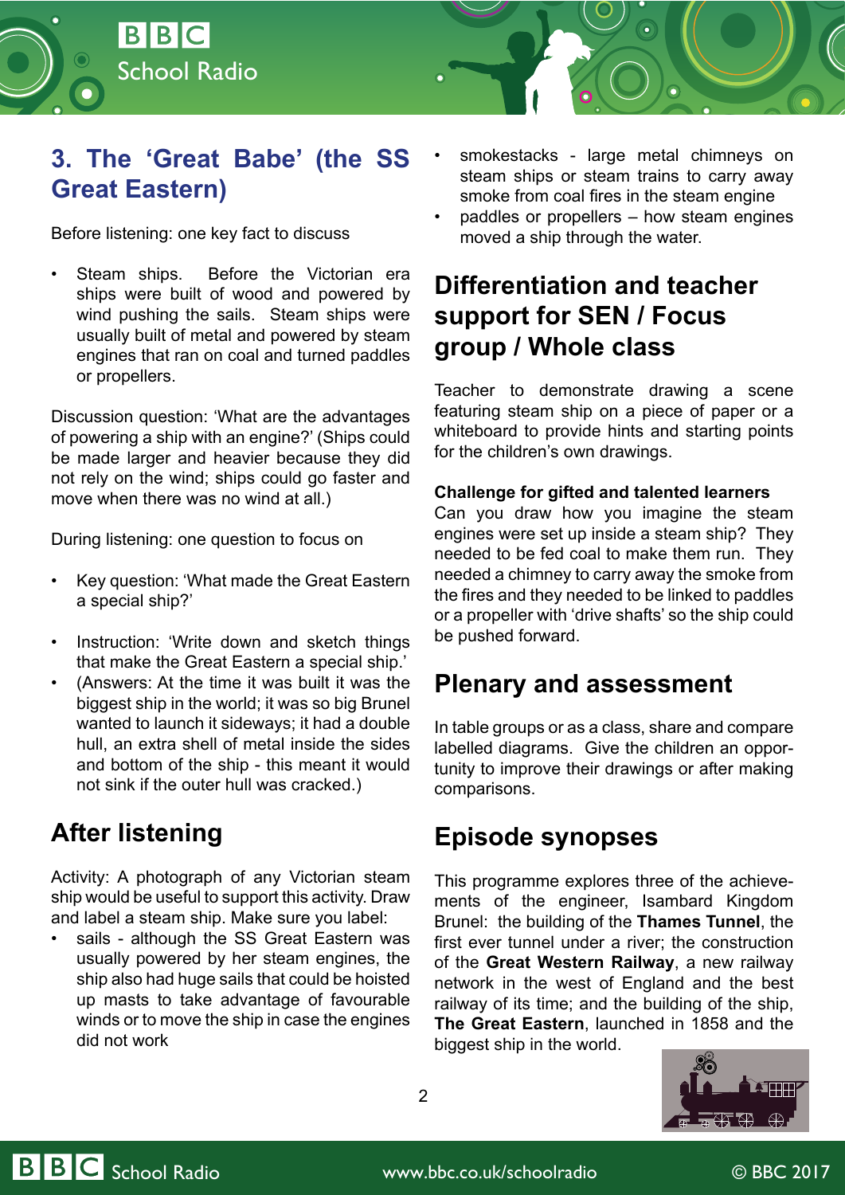## 3. The 'Great Babe' (the SS Great Eastern)

Before listening: one key fact to discuss

- Steam ships. Before the Victorian era ships were built of wood and powered by wind pushing the sails. Steam ships were usually built of metal and powered by steam engines that ran on coal and turned paddles or propellers.

Discussion question: 'What are the advantages of powering a ship with an engine?' (Ships could be made larger and heavier because they did not rely on the wind; ships could go faster and move when there was no wind at all.)

During listening: one question to focus on

- Key question: 'What made the Great Eastern a special ship?'
- Instruction: 'Write down and sketch things that make the Great Eastern a special ship.'
- (Answers: At the time it was built it was the biggest ship in the world; it was so big Brunel wanted to launch it sideways; it had a double hull, an extra shell of metal inside the sides and bottom of the ship - this meant it would not sink if the outer hull was cracked.)

## After listening

Activity: A photograph of any Victorian steam ship would be useful to support this activity. Draw and label a steam ship. Make sure you label:

- sails - although the SS Great Eastern was usually powered by her steam engines, the ship also had huge sails that could be hoisted up masts to take advantage of favourable winds or to move the ship in case the engines did not work
- smokestacks - large metal chimneys on steam ships or steam trains to carry away smoke from coal fires in the steam engine
- paddles or propellers – how steam engines moved a ship through the water.

## Differentiation and teacher support for SEN / Focus group / Whole class

Teacher to demonstrate drawing a scene featuring steam ship on a piece of paper or a whiteboard to provide hints and starting points for the children's own drawings.

**Challenge for gifted and talented learners**
Can you draw how you imagine the steam engines were set up inside a steam ship? They needed to be fed coal to make them run. They needed a chimney to carry away the smoke from the fires and they needed to be linked to paddles or a propeller with 'drive shafts' so the ship could be pushed forward.

## Plenary and assessment

In table groups or as a class, share and compare labelled diagrams. Give the children an opportunity to improve their drawings or after making comparisons.

## Episode synopses

This programme explores three of the achievements of the engineer, Isambard Kingdom Brunel: the building of the **Thames Tunnel**, the first ever tunnel under a river; the construction of the **Great Western Railway**, a new railway network in the west of England and the best railway of its time; and the building of the ship, **The Great Eastern**, launched in 1858 and the biggest ship in the world.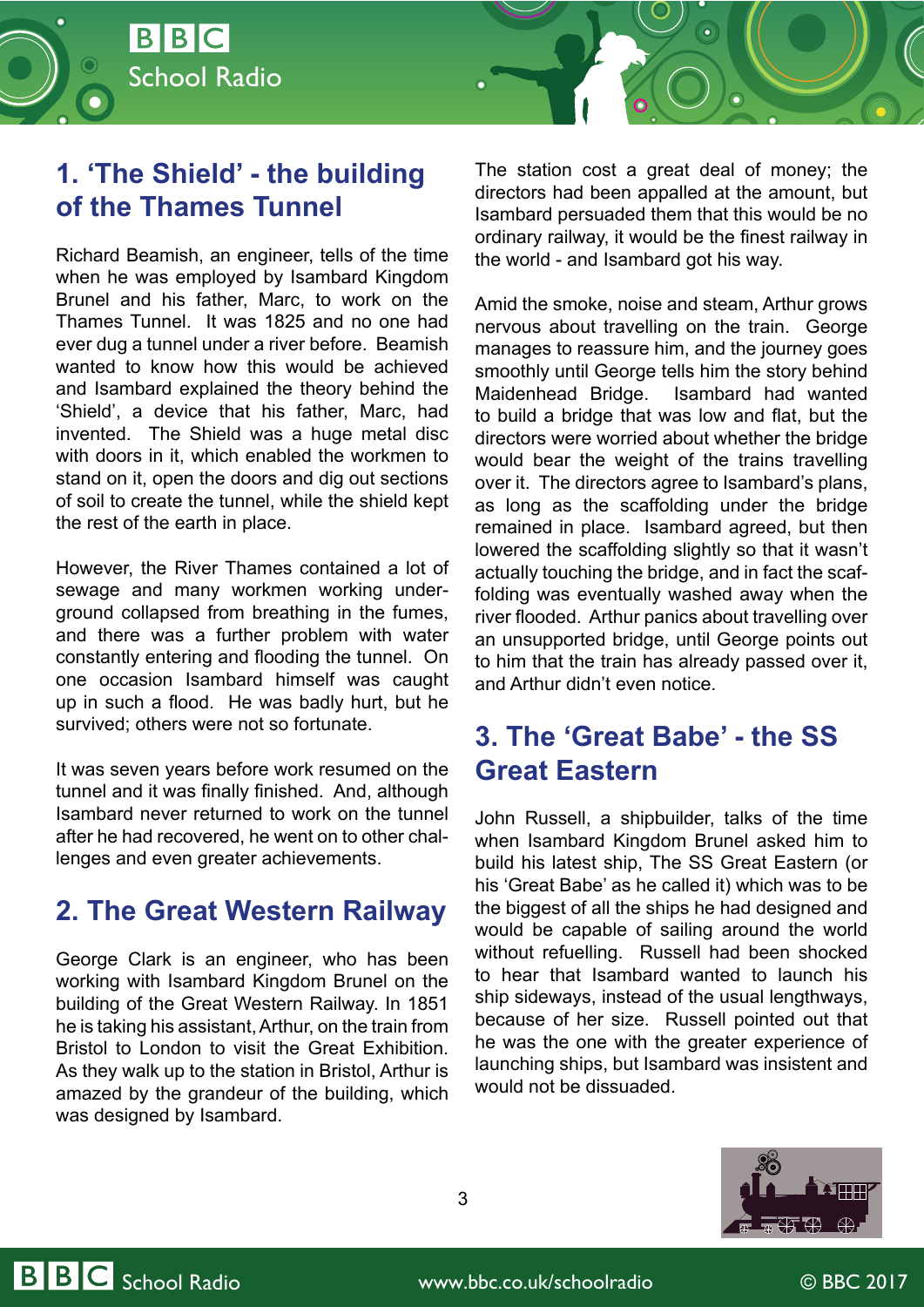## 1. 'The Shield' - the building of the Thames Tunnel

Richard Beamish, an engineer, tells of the time when he was employed by Isambard Kingdom Brunel and his father, Marc, to work on the Thames Tunnel. It was 1825 and no one had ever dug a tunnel under a river before. Beamish wanted to know how this would be achieved and Isambard explained the theory behind the 'Shield', a device that his father, Marc, had invented. The Shield was a huge metal disc with doors in it, which enabled the workmen to stand on it, open the doors and dig out sections of soil to create the tunnel, while the shield kept the rest of the earth in place.

However, the River Thames contained a lot of sewage and many workmen working underground collapsed from breathing in the fumes, and there was a further problem with water constantly entering and flooding the tunnel. On one occasion Isambard himself was caught up in such a flood. He was badly hurt, but he survived; others were not so fortunate.

It was seven years before work resumed on the tunnel and it was finally finished. And, although Isambard never returned to work on the tunnel after he had recovered, he went on to other challenges and even greater achievements.

## 2. The Great Western Railway

George Clark is an engineer, who has been working with Isambard Kingdom Brunel on the building of the Great Western Railway. In 1851 he is taking his assistant, Arthur, on the train from Bristol to London to visit the Great Exhibition. As they walk up to the station in Bristol, Arthur is amazed by the grandeur of the building, which was designed by Isambard.

The station cost a great deal of money; the directors had been appalled at the amount, but Isambard persuaded them that this would be no ordinary railway, it would be the finest railway in the world - and Isambard got his way.

Amid the smoke, noise and steam, Arthur grows nervous about travelling on the train. George manages to reassure him, and the journey goes smoothly until George tells him the story behind Maidenhead Bridge. Isambard had wanted to build a bridge that was low and flat, but the directors were worried about whether the bridge would bear the weight of the trains travelling over it. The directors agree to Isambard's plans, as long as the scaffolding under the bridge remained in place. Isambard agreed, but then lowered the scaffolding slightly so that it wasn't actually touching the bridge, and in fact the scaffolding was eventually washed away when the river flooded. Arthur panics about travelling over an unsupported bridge, until George points out to him that the train has already passed over it, and Arthur didn't even notice.

## 3. The 'Great Babe' - the SS Great Eastern

John Russell, a shipbuilder, talks of the time when Isambard Kingdom Brunel asked him to build his latest ship, The SS Great Eastern (or his 'Great Babe' as he called it) which was to be the biggest of all the ships he had designed and would be capable of sailing around the world without refuelling. Russell had been shocked to hear that Isambard wanted to launch his ship sideways, instead of the usual lengthways, because of her size. Russell pointed out that he was the one with the greater experience of launching ships, but Isambard was insistent and would not be dissuaded.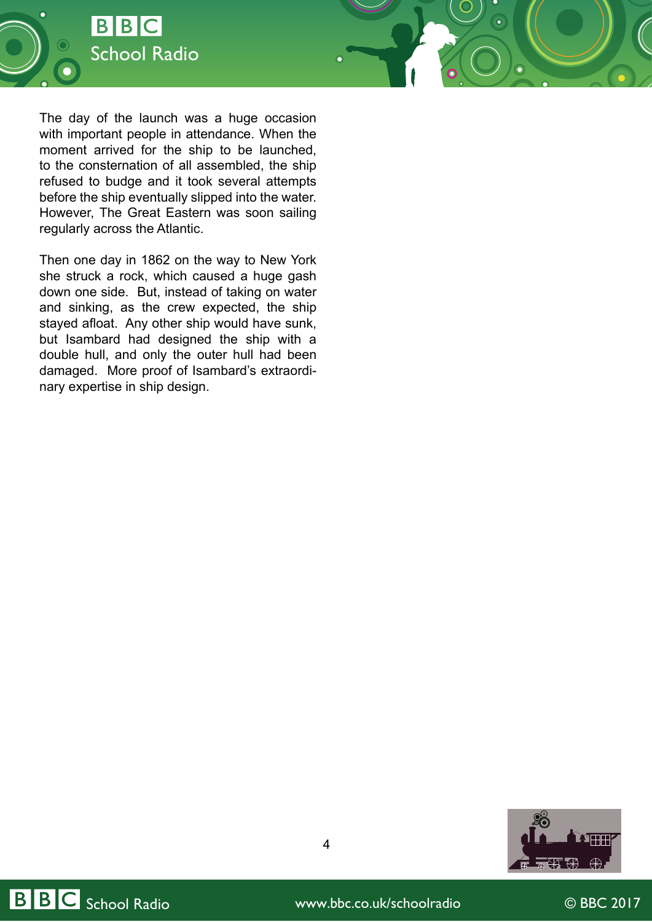The day of the launch was a huge occasion with important people in attendance. When the moment arrived for the ship to be launched, to the consternation of all assembled, the ship refused to budge and it took several attempts before the ship eventually slipped into the water. However, The Great Eastern was soon sailing regularly across the Atlantic.

Then one day in 1862 on the way to New York she struck a rock, which caused a huge gash down one side. But, instead of taking on water and sinking, as the crew expected, the ship stayed afloat. Any other ship would have sunk, but Isambard had designed the ship with a double hull, and only the outer hull had been damaged. More proof of Isambard's extraordinary expertise in ship design.